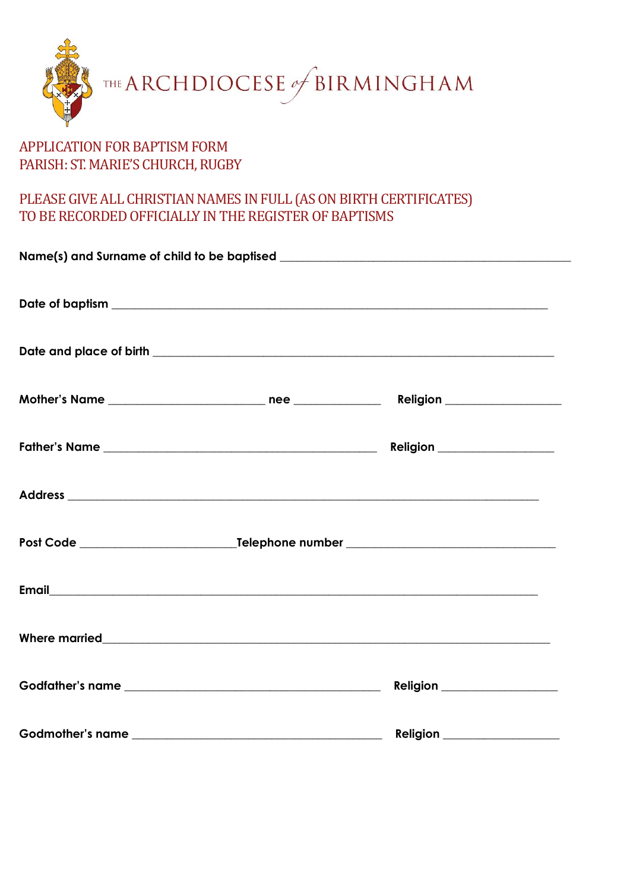THE ARCHDIOCESE of BIRMINGHAM

# APPLICATION FOR BAPTISM FORM
## PARISH: ST. MARIE'S CHURCH, RUGBY

PLEASE GIVE ALL CHRISTIAN NAMES IN FULL (AS ON BIRTH CERTIFICATES)
TO BE RECORDED OFFICIALLY IN THE REGISTER OF BAPTISMS

**Name(s) and Surname of child to be baptised** ________________________________________________

**Date of baptism** ________________________________________________________________________

**Date and place of birth** ___________________________________________________________________

**Mother's Name** _________________________ **nee** ______________ **Religion** __________________

**Father's Name** ____________________________________________ **Religion** __________________

**Address** ________________________________________________________________________________

**Post Code** _________________________ **Telephone number** _________________________________

**Email**_______________________________________________________________________________

**Where married**________________________________________________________________________

**Godfather's name** _________________________________________ **Religion** __________________

**Godmother's name** ________________________________________ **Religion** __________________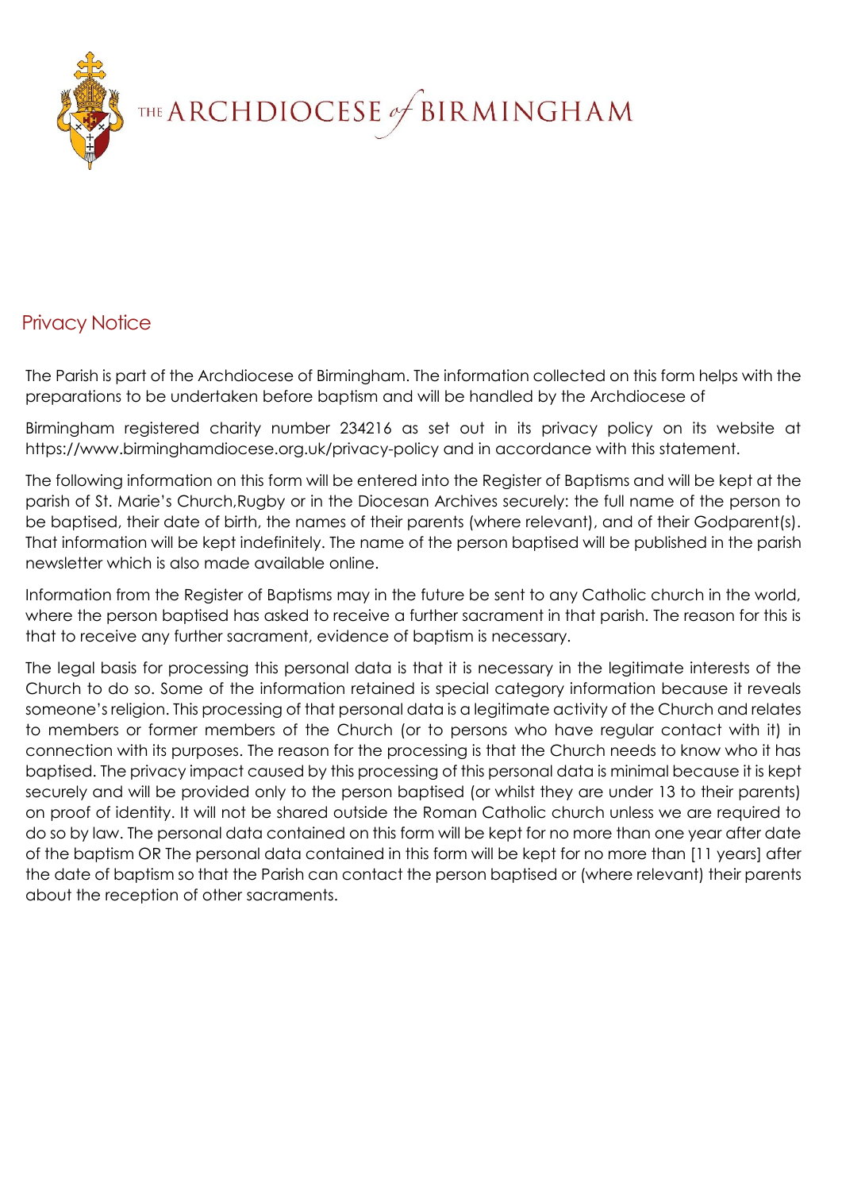THE ARCHDIOCESE of BIRMINGHAM

## Privacy Notice

The Parish is part of the Archdiocese of Birmingham. The information collected on this form helps with the preparations to be undertaken before baptism and will be handled by the Archdiocese of

Birmingham registered charity number 234216 as set out in its privacy policy on its website at https://www.birminghamdiocese.org.uk/privacy-policy and in accordance with this statement.

The following information on this form will be entered into the Register of Baptisms and will be kept at the parish of St. Marie's Church,Rugby or in the Diocesan Archives securely: the full name of the person to be baptised, their date of birth, the names of their parents (where relevant), and of their Godparent(s). That information will be kept indefinitely. The name of the person baptised will be published in the parish newsletter which is also made available online.

Information from the Register of Baptisms may in the future be sent to any Catholic church in the world, where the person baptised has asked to receive a further sacrament in that parish. The reason for this is that to receive any further sacrament, evidence of baptism is necessary.

The legal basis for processing this personal data is that it is necessary in the legitimate interests of the Church to do so. Some of the information retained is special category information because it reveals someone's religion. This processing of that personal data is a legitimate activity of the Church and relates to members or former members of the Church (or to persons who have regular contact with it) in connection with its purposes. The reason for the processing is that the Church needs to know who it has baptised. The privacy impact caused by this processing of this personal data is minimal because it is kept securely and will be provided only to the person baptised (or whilst they are under 13 to their parents) on proof of identity. It will not be shared outside the Roman Catholic church unless we are required to do so by law. The personal data contained on this form will be kept for no more than one year after date of the baptism OR The personal data contained in this form will be kept for no more than [11 years] after the date of baptism so that the Parish can contact the person baptised or (where relevant) their parents about the reception of other sacraments.